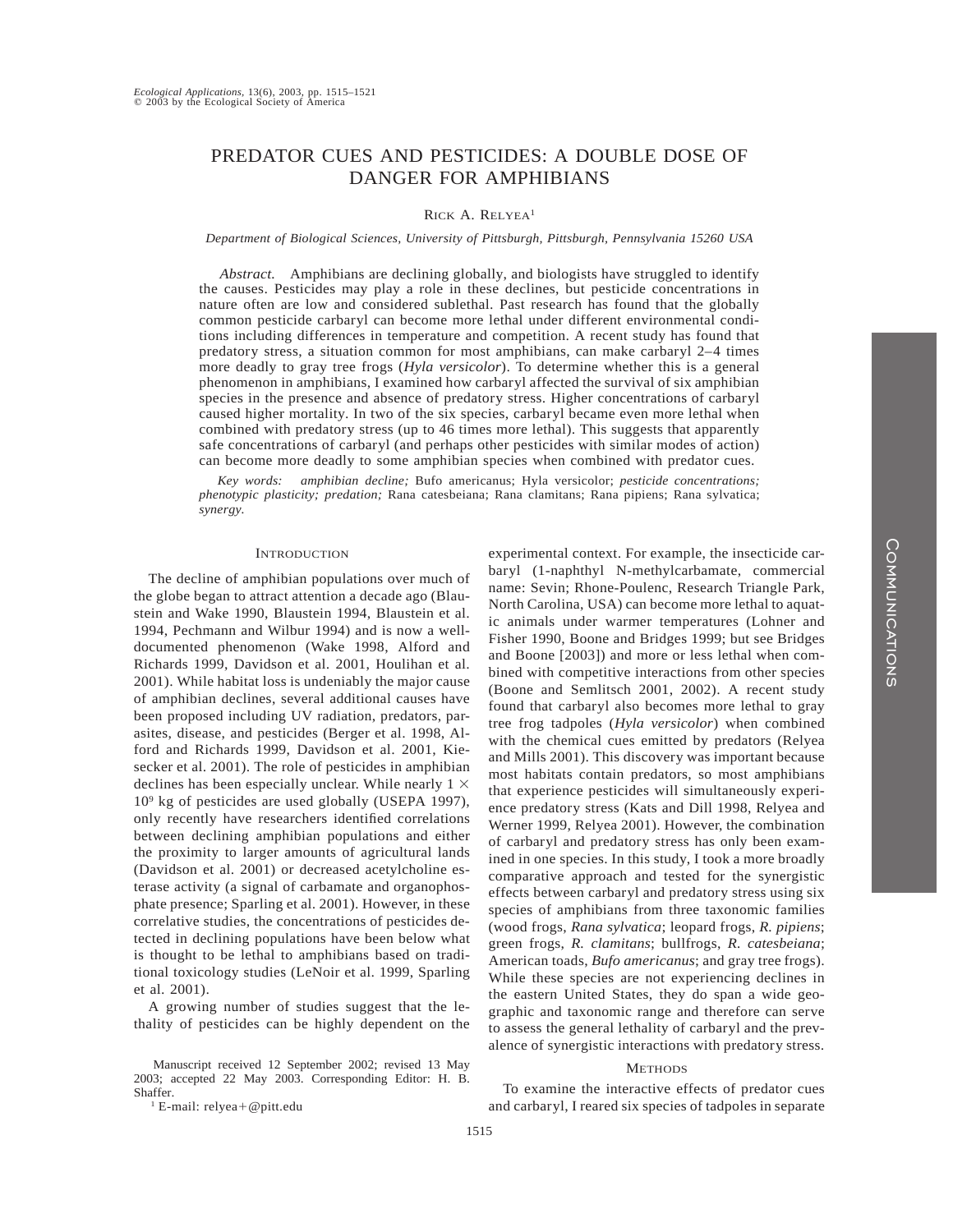# PREDATOR CUES AND PESTICIDES: A DOUBLE DOSE OF DANGER FOR AMPHIBIANS

RICK A. RELYEA[1]

*Department of Biological Sciences, University of Pittsburgh, Pittsburgh, Pennsylvania 15260 USA*

*Abstract.* Amphibians are declining globally, and biologists have struggled to identify the causes. Pesticides may play a role in these declines, but pesticide concentrations in nature often are low and considered sublethal. Past research has found that the globally common pesticide carbaryl can become more lethal under different environmental conditions including differences in temperature and competition. A recent study has found that predatory stress, a situation common for most amphibians, can make carbaryl 2–4 times more deadly to gray tree frogs (*Hyla versicolor*). To determine whether this is a general phenomenon in amphibians, I examined how carbaryl affected the survival of six amphibian species in the presence and absence of predatory stress. Higher concentrations of carbaryl caused higher mortality. In two of the six species, carbaryl became even more lethal when combined with predatory stress (up to 46 times more lethal). This suggests that apparently safe concentrations of carbaryl (and perhaps other pesticides with similar modes of action) can become more deadly to some amphibian species when combined with predator cues.

*Key words: amphibian decline;* Bufo americanus; Hyla versicolor; *pesticide concentrations; phenotypic plasticity; predation;* Rana catesbeiana; Rana clamitans; Rana pipiens; Rana sylvatica; *synergy.*

## INTRODUCTION

The decline of amphibian populations over much of the globe began to attract attention a decade ago (Blaustein and Wake 1990, Blaustein 1994, Blaustein et al. 1994, Pechmann and Wilbur 1994) and is now a well-documented phenomenon (Wake 1998, Alford and Richards 1999, Davidson et al. 2001, Houlihan et al. 2001). While habitat loss is undeniably the major cause of amphibian declines, several additional causes have been proposed including UV radiation, predators, parasites, disease, and pesticides (Berger et al. 1998, Alford and Richards 1999, Davidson et al. 2001, Kiesecker et al. 2001). The role of pesticides in amphibian declines has been especially unclear. While nearly $1 \times 10^9$ kg of pesticides are used globally (USEPA 1997), only recently have researchers identified correlations between declining amphibian populations and either the proximity to larger amounts of agricultural lands (Davidson et al. 2001) or decreased acetylcholine esterase activity (a signal of carbamate and organophosphate presence; Sparling et al. 2001). However, in these correlative studies, the concentrations of pesticides detected in declining populations have been below what is thought to be lethal to amphibians based on traditional toxicology studies (LeNoir et al. 1999, Sparling et al. 2001).

A growing number of studies suggest that the lethality of pesticides can be highly dependent on the experimental context. For example, the insecticide carbaryl (1-naphthyl N-methylcarbamate, commercial name: Sevin; Rhone-Poulenc, Research Triangle Park, North Carolina, USA) can become more lethal to aquatic animals under warmer temperatures (Lohner and Fisher 1990, Boone and Bridges 1999; but see Bridges and Boone [2003]) and more or less lethal when combined with competitive interactions from other species (Boone and Semlitsch 2001, 2002). A recent study found that carbaryl also becomes more lethal to gray tree frog tadpoles (*Hyla versicolor*) when combined with the chemical cues emitted by predators (Relyea and Mills 2001). This discovery was important because most habitats contain predators, so most amphibians that experience pesticides will simultaneously experience predatory stress (Kats and Dill 1998, Relyea and Werner 1999, Relyea 2001). However, the combination of carbaryl and predatory stress has only been examined in one species. In this study, I took a more broadly comparative approach and tested for the synergistic effects between carbaryl and predatory stress using six species of amphibians from three taxonomic families (wood frogs, *Rana sylvatica*; leopard frogs, *R. pipiens*; green frogs, *R. clamitans*; bullfrogs, *R. catesbeiana*; American toads, *Bufo americanus*; and gray tree frogs). While these species are not experiencing declines in the eastern United States, they do span a wide geographic and taxonomic range and therefore can serve to assess the general lethality of carbaryl and the prevalence of synergistic interactions with predatory stress.

## METHODS

To examine the interactive effects of predator cues and carbaryl, I reared six species of tadpoles in separate

Manuscript received 12 September 2002; revised 13 May 2003; accepted 22 May 2003. Corresponding Editor: H. B. Shaffer.

[1] E-mail: relyea+@pitt.edu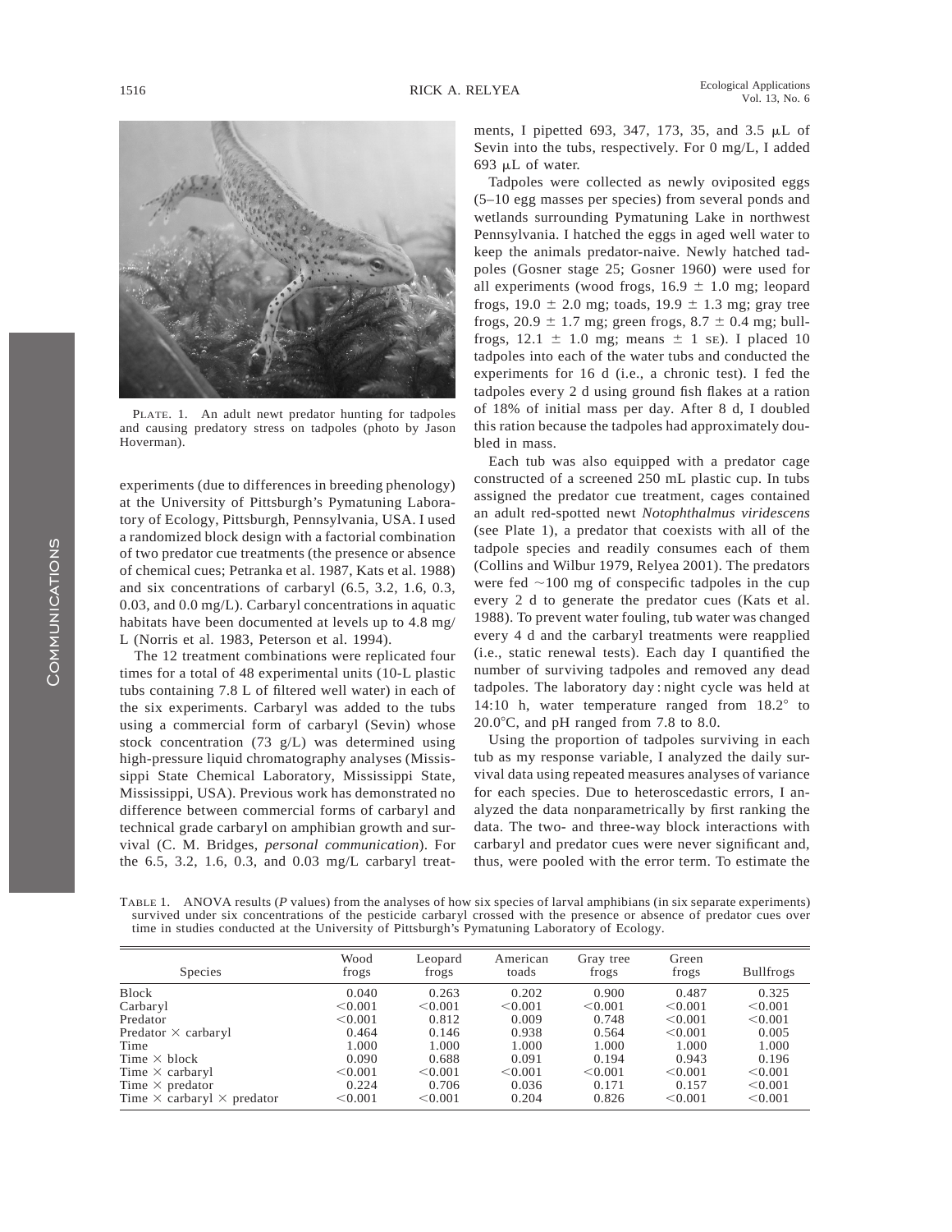PLATE. 1. An adult newt predator hunting for tadpoles and causing predatory stress on tadpoles (photo by Jason Hoverman).

experiments (due to differences in breeding phenology) at the University of Pittsburgh's Pymatuning Laboratory of Ecology, Pittsburgh, Pennsylvania, USA. I used a randomized block design with a factorial combination of two predator cue treatments (the presence or absence of chemical cues; Petranka et al. 1987, Kats et al. 1988) and six concentrations of carbaryl (6.5, 3.2, 1.6, 0.3, 0.03, and 0.0 mg/L). Carbaryl concentrations in aquatic habitats have been documented at levels up to 4.8 mg/L (Norris et al. 1983, Peterson et al. 1994).

The 12 treatment combinations were replicated four times for a total of 48 experimental units (10-L plastic tubs containing 7.8 L of filtered well water) in each of the six experiments. Carbaryl was added to the tubs using a commercial form of carbaryl (Sevin) whose stock concentration (73 g/L) was determined using high-pressure liquid chromatography analyses (Mississippi State Chemical Laboratory, Mississippi State, Mississippi, USA). Previous work has demonstrated no difference between commercial forms of carbaryl and technical grade carbaryl on amphibian growth and survival (C. M. Bridges, *personal communication*). For the 6.5, 3.2, 1.6, 0.3, and 0.03 mg/L carbaryl treatments, I pipetted 693, 347, 173, 35, and 3.5 μL of Sevin into the tubs, respectively. For 0 mg/L, I added 693 μL of water.

Tadpoles were collected as newly oviposited eggs (5–10 egg masses per species) from several ponds and wetlands surrounding Pymatuning Lake in northwest Pennsylvania. I hatched the eggs in aged well water to keep the animals predator-naive. Newly hatched tadpoles (Gosner stage 25; Gosner 1960) were used for all experiments (wood frogs, 16.9 ± 1.0 mg; leopard frogs, 19.0 ± 2.0 mg; toads, 19.9 ± 1.3 mg; gray tree frogs, 20.9 ± 1.7 mg; green frogs, 8.7 ± 0.4 mg; bullfrogs, 12.1 ± 1.0 mg; means ± 1 SE). I placed 10 tadpoles into each of the water tubs and conducted the experiments for 16 d (i.e., a chronic test). I fed the tadpoles every 2 d using ground fish flakes at a ration of 18% of initial mass per day. After 8 d, I doubled this ration because the tadpoles had approximately doubled in mass.

Each tub was also equipped with a predator cage constructed of a screened 250 mL plastic cup. In tubs assigned the predator cue treatment, cages contained an adult red-spotted newt *Notophthalmus viridescens* (see Plate 1), a predator that coexists with all of the tadpole species and readily consumes each of them (Collins and Wilbur 1979, Relyea 2001). The predators were fed ~100 mg of conspecific tadpoles in the cup every 2 d to generate the predator cues (Kats et al. 1988). To prevent water fouling, tub water was changed every 4 d and the carbaryl treatments were reapplied (i.e., static renewal tests). Each day I quantified the number of surviving tadpoles and removed any dead tadpoles. The laboratory day : night cycle was held at 14:10 h, water temperature ranged from 18.2° to 20.0°C, and pH ranged from 7.8 to 8.0.

Using the proportion of tadpoles surviving in each tub as my response variable, I analyzed the daily survival data using repeated measures analyses of variance for each species. Due to heteroscedastic errors, I analyzed the data nonparametrically by first ranking the data. The two- and three-way block interactions with carbaryl and predator cues were never significant and, thus, were pooled with the error term. To estimate the

TABLE 1. ANOVA results (*P* values) from the analyses of how six species of larval amphibians (in six separate experiments) survived under six concentrations of the pesticide carbaryl crossed with the presence or absence of predator cues over time in studies conducted at the University of Pittsburgh's Pymatuning Laboratory of Ecology.

| Species | Wood frogs | Leopard frogs | American toads | Gray tree frogs | Green frogs | Bullfrogs |
|---|---|---|---|---|---|---|
| Block | 0.040 | 0.263 | 0.202 | 0.900 | 0.487 | 0.325 |
| Carbaryl | <0.001 | <0.001 | <0.001 | <0.001 | <0.001 | <0.001 |
| Predator | <0.001 | 0.812 | 0.009 | 0.748 | <0.001 | <0.001 |
| Predator × carbaryl | 0.464 | 0.146 | 0.938 | 0.564 | <0.001 | 0.005 |
| Time | 1.000 | 1.000 | 1.000 | 1.000 | 1.000 | 1.000 |
| Time × block | 0.090 | 0.688 | 0.091 | 0.194 | 0.943 | 0.196 |
| Time × carbaryl | <0.001 | <0.001 | <0.001 | <0.001 | <0.001 | <0.001 |
| Time × predator | 0.224 | 0.706 | 0.036 | 0.171 | 0.157 | <0.001 |
| Time × carbaryl × predator | <0.001 | <0.001 | 0.204 | 0.826 | <0.001 | <0.001 |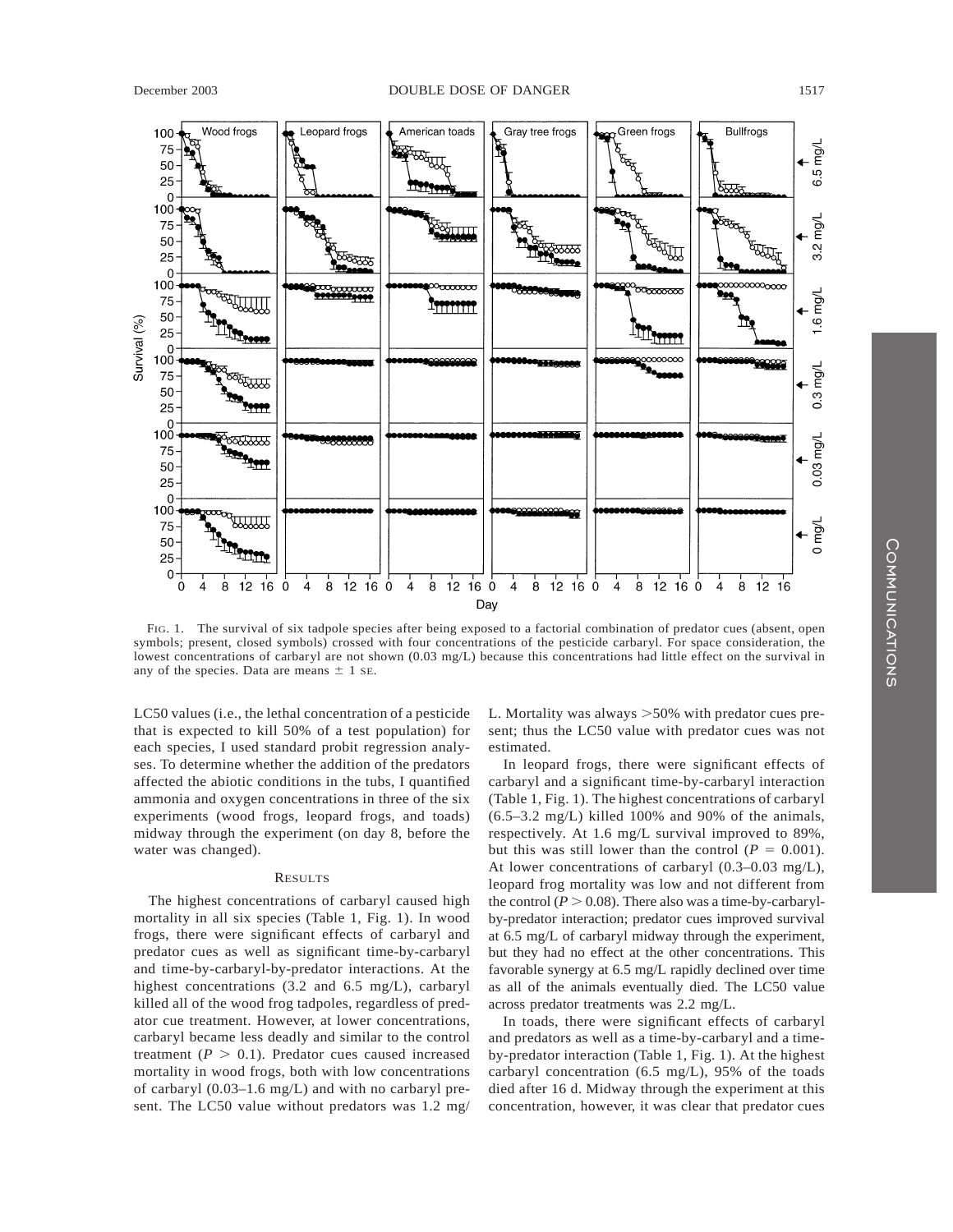FIG. 1. The survival of six tadpole species after being exposed to a factorial combination of predator cues (absent, open symbols; present, closed symbols) crossed with four concentrations of the pesticide carbaryl. For space consideration, the lowest concentrations of carbaryl are not shown (0.03 mg/L) because this concentrations had little effect on the survival in any of the species. Data are means ± 1 SE.

LC50 values (i.e., the lethal concentration of a pesticide that is expected to kill 50% of a test population) for each species, I used standard probit regression analyses. To determine whether the addition of the predators affected the abiotic conditions in the tubs, I quantified ammonia and oxygen concentrations in three of the six experiments (wood frogs, leopard frogs, and toads) midway through the experiment (on day 8, before the water was changed).

## RESULTS

The highest concentrations of carbaryl caused high mortality in all six species (Table 1, Fig. 1). In wood frogs, there were significant effects of carbaryl and predator cues as well as significant time-by-carbaryl and time-by-carbaryl-by-predator interactions. At the highest concentrations (3.2 and 6.5 mg/L), carbaryl killed all of the wood frog tadpoles, regardless of predator cue treatment. However, at lower concentrations, carbaryl became less deadly and similar to the control treatment ($P > 0.1$). Predator cues caused increased mortality in wood frogs, both with low concentrations of carbaryl (0.03–1.6 mg/L) and with no carbaryl present. The LC50 value without predators was 1.2 mg/L. Mortality was always >50% with predator cues present; thus the LC50 value with predator cues was not estimated.

In leopard frogs, there were significant effects of carbaryl and a significant time-by-carbaryl interaction (Table 1, Fig. 1). The highest concentrations of carbaryl (6.5–3.2 mg/L) killed 100% and 90% of the animals, respectively. At 1.6 mg/L survival improved to 89%, but this was still lower than the control ($P = 0.001$). At lower concentrations of carbaryl (0.3–0.03 mg/L), leopard frog mortality was low and not different from the control ($P > 0.08$). There also was a time-by-carbaryl-by-predator interaction; predator cues improved survival at 6.5 mg/L of carbaryl midway through the experiment, but they had no effect at the other concentrations. This favorable synergy at 6.5 mg/L rapidly declined over time as all of the animals eventually died. The LC50 value across predator treatments was 2.2 mg/L.

In toads, there were significant effects of carbaryl and predators as well as a time-by-carbaryl and a time-by-predator interaction (Table 1, Fig. 1). At the highest carbaryl concentration (6.5 mg/L), 95% of the toads died after 16 d. Midway through the experiment at this concentration, however, it was clear that predator cues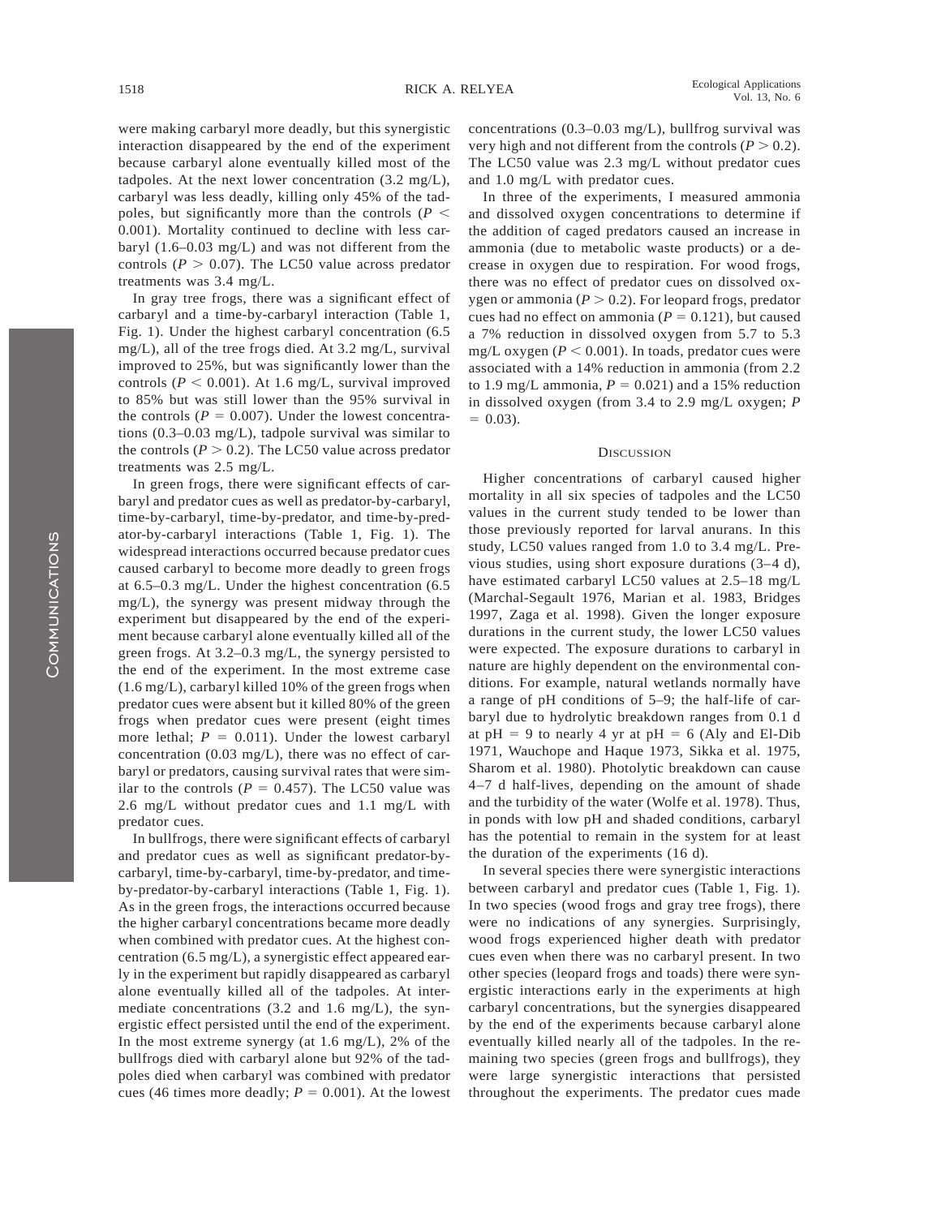were making carbaryl more deadly, but this synergistic interaction disappeared by the end of the experiment because carbaryl alone eventually killed most of the tadpoles. At the next lower concentration (3.2 mg/L), carbaryl was less deadly, killing only 45% of the tadpoles, but significantly more than the controls ($P < 0.001$). Mortality continued to decline with less carbaryl (1.6–0.03 mg/L) and was not different from the controls ($P > 0.07$). The LC50 value across predator treatments was 3.4 mg/L.

In gray tree frogs, there was a significant effect of carbaryl and a time-by-carbaryl interaction (Table 1, Fig. 1). Under the highest carbaryl concentration (6.5 mg/L), all of the tree frogs died. At 3.2 mg/L, survival improved to 25%, but was significantly lower than the controls ($P < 0.001$). At 1.6 mg/L, survival improved to 85% but was still lower than the 95% survival in the controls ($P = 0.007$). Under the lowest concentrations (0.3–0.03 mg/L), tadpole survival was similar to the controls ($P > 0.2$). The LC50 value across predator treatments was 2.5 mg/L.

In green frogs, there were significant effects of carbaryl and predator cues as well as predator-by-carbaryl, time-by-carbaryl, time-by-predator, and time-by-predator-by-carbaryl interactions (Table 1, Fig. 1). The widespread interactions occurred because predator cues caused carbaryl to become more deadly to green frogs at 6.5–0.3 mg/L. Under the highest concentration (6.5 mg/L), the synergy was present midway through the experiment but disappeared by the end of the experiment because carbaryl alone eventually killed all of the green frogs. At 3.2–0.3 mg/L, the synergy persisted to the end of the experiment. In the most extreme case (1.6 mg/L), carbaryl killed 10% of the green frogs when predator cues were absent but it killed 80% of the green frogs when predator cues were present (eight times more lethal; $P = 0.011$). Under the lowest carbaryl concentration (0.03 mg/L), there was no effect of carbaryl or predators, causing survival rates that were similar to the controls ($P = 0.457$). The LC50 value was 2.6 mg/L without predator cues and 1.1 mg/L with predator cues.

In bullfrogs, there were significant effects of carbaryl and predator cues as well as significant predator-by-carbaryl, time-by-carbaryl, time-by-predator, and time-by-predator-by-carbaryl interactions (Table 1, Fig. 1). As in the green frogs, the interactions occurred because the higher carbaryl concentrations became more deadly when combined with predator cues. At the highest concentration (6.5 mg/L), a synergistic effect appeared early in the experiment but rapidly disappeared as carbaryl alone eventually killed all of the tadpoles. At intermediate concentrations (3.2 and 1.6 mg/L), the synergistic effect persisted until the end of the experiment. In the most extreme synergy (at 1.6 mg/L), 2% of the bullfrogs died with carbaryl alone but 92% of the tadpoles died when carbaryl was combined with predator cues (46 times more deadly; $P = 0.001$). At the lowest concentrations (0.3–0.03 mg/L), bullfrog survival was very high and not different from the controls ($P > 0.2$). The LC50 value was 2.3 mg/L without predator cues and 1.0 mg/L with predator cues.

In three of the experiments, I measured ammonia and dissolved oxygen concentrations to determine if the addition of caged predators caused an increase in ammonia (due to metabolic waste products) or a decrease in oxygen due to respiration. For wood frogs, there was no effect of predator cues on dissolved oxygen or ammonia ($P > 0.2$). For leopard frogs, predator cues had no effect on ammonia ($P = 0.121$), but caused a 7% reduction in dissolved oxygen from 5.7 to 5.3 mg/L oxygen ($P < 0.001$). In toads, predator cues were associated with a 14% reduction in ammonia (from 2.2 to 1.9 mg/L ammonia, $P = 0.021$) and a 15% reduction in dissolved oxygen (from 3.4 to 2.9 mg/L oxygen; $P = 0.03$).

## Discussion

Higher concentrations of carbaryl caused higher mortality in all six species of tadpoles and the LC50 values in the current study tended to be lower than those previously reported for larval anurans. In this study, LC50 values ranged from 1.0 to 3.4 mg/L. Previous studies, using short exposure durations (3–4 d), have estimated carbaryl LC50 values at 2.5–18 mg/L (Marchal-Segault 1976, Marian et al. 1983, Bridges 1997, Zaga et al. 1998). Given the longer exposure durations in the current study, the lower LC50 values were expected. The exposure durations to carbaryl in nature are highly dependent on the environmental conditions. For example, natural wetlands normally have a range of pH conditions of 5–9; the half-life of carbaryl due to hydrolytic breakdown ranges from 0.1 d at pH = 9 to nearly 4 yr at pH = 6 (Aly and El-Dib 1971, Wauchope and Haque 1973, Sikka et al. 1975, Sharom et al. 1980). Photolytic breakdown can cause 4–7 d half-lives, depending on the amount of shade and the turbidity of the water (Wolfe et al. 1978). Thus, in ponds with low pH and shaded conditions, carbaryl has the potential to remain in the system for at least the duration of the experiments (16 d).

In several species there were synergistic interactions between carbaryl and predator cues (Table 1, Fig. 1). In two species (wood frogs and gray tree frogs), there were no indications of any synergies. Surprisingly, wood frogs experienced higher death with predator cues even when there was no carbaryl present. In two other species (leopard frogs and toads) there were synergistic interactions early in the experiments at high carbaryl concentrations, but the synergies disappeared by the end of the experiments because carbaryl alone eventually killed nearly all of the tadpoles. In the remaining two species (green frogs and bullfrogs), they were large synergistic interactions that persisted throughout the experiments. The predator cues made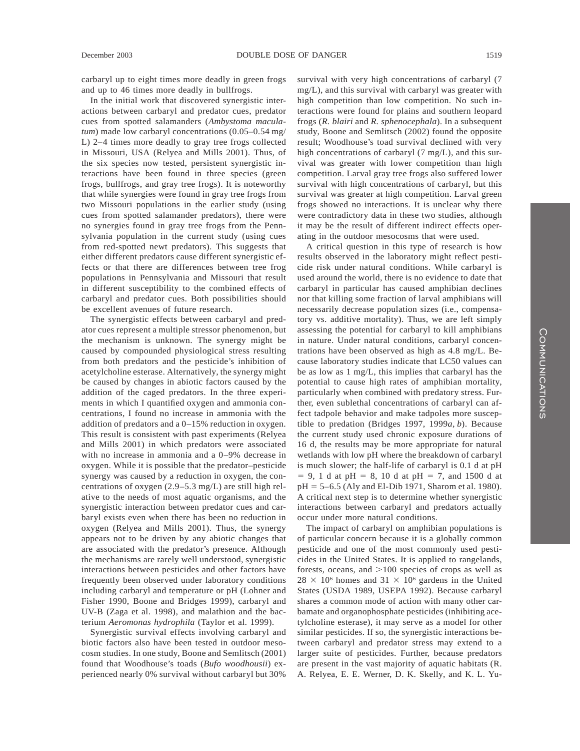carbaryl up to eight times more deadly in green frogs and up to 46 times more deadly in bullfrogs.

In the initial work that discovered synergistic interactions between carbaryl and predator cues, predator cues from spotted salamanders (*Ambystoma maculatum*) made low carbaryl concentrations (0.05–0.54 mg/L) 2–4 times more deadly to gray tree frogs collected in Missouri, USA (Relyea and Mills 2001). Thus, of the six species now tested, persistent synergistic interactions have been found in three species (green frogs, bullfrogs, and gray tree frogs). It is noteworthy that while synergies were found in gray tree frogs from two Missouri populations in the earlier study (using cues from spotted salamander predators), there were no synergies found in gray tree frogs from the Pennsylvania population in the current study (using cues from red-spotted newt predators). This suggests that either different predators cause different synergistic effects or that there are differences between tree frog populations in Pennsylvania and Missouri that result in different susceptibility to the combined effects of carbaryl and predator cues. Both possibilities should be excellent avenues of future research.

The synergistic effects between carbaryl and predator cues represent a multiple stressor phenomenon, but the mechanism is unknown. The synergy might be caused by compounded physiological stress resulting from both predators and the pesticide's inhibition of acetylcholine esterase. Alternatively, the synergy might be caused by changes in abiotic factors caused by the addition of the caged predators. In the three experiments in which I quantified oxygen and ammonia concentrations, I found no increase in ammonia with the addition of predators and a 0–15% reduction in oxygen. This result is consistent with past experiments (Relyea and Mills 2001) in which predators were associated with no increase in ammonia and a 0–9% decrease in oxygen. While it is possible that the predator–pesticide synergy was caused by a reduction in oxygen, the concentrations of oxygen (2.9–5.3 mg/L) are still high relative to the needs of most aquatic organisms, and the synergistic interaction between predator cues and carbaryl exists even when there has been no reduction in oxygen (Relyea and Mills 2001). Thus, the synergy appears not to be driven by any abiotic changes that are associated with the predator's presence. Although the mechanisms are rarely well understood, synergistic interactions between pesticides and other factors have frequently been observed under laboratory conditions including carbaryl and temperature or pH (Lohner and Fisher 1990, Boone and Bridges 1999), carbaryl and UV-B (Zaga et al. 1998), and malathion and the bacterium *Aeromonas hydrophila* (Taylor et al. 1999).

Synergistic survival effects involving carbaryl and biotic factors also have been tested in outdoor mesocosm studies. In one study, Boone and Semlitsch (2001) found that Woodhouse's toads (*Bufo woodhousii*) experienced nearly 0% survival without carbaryl but 30% survival with very high concentrations of carbaryl (7 mg/L), and this survival with carbaryl was greater with high competition than low competition. No such interactions were found for plains and southern leopard frogs (*R. blairi* and *R. sphenocephala*). In a subsequent study, Boone and Semlitsch (2002) found the opposite result; Woodhouse's toad survival declined with very high concentrations of carbaryl (7 mg/L), and this survival was greater with lower competition than high competition. Larval gray tree frogs also suffered lower survival with high concentrations of carbaryl, but this survival was greater at high competition. Larval green frogs showed no interactions. It is unclear why there were contradictory data in these two studies, although it may be the result of different indirect effects operating in the outdoor mesocosms that were used.

A critical question in this type of research is how results observed in the laboratory might reflect pesticide risk under natural conditions. While carbaryl is used around the world, there is no evidence to date that carbaryl in particular has caused amphibian declines nor that killing some fraction of larval amphibians will necessarily decrease population sizes (i.e., compensatory vs. additive mortality). Thus, we are left simply assessing the potential for carbaryl to kill amphibians in nature. Under natural conditions, carbaryl concentrations have been observed as high as 4.8 mg/L. Because laboratory studies indicate that LC50 values can be as low as 1 mg/L, this implies that carbaryl has the potential to cause high rates of amphibian mortality, particularly when combined with predatory stress. Further, even sublethal concentrations of carbaryl can affect tadpole behavior and make tadpoles more susceptible to predation (Bridges 1997, 1999*a, b*). Because the current study used chronic exposure durations of 16 d, the results may be more appropriate for natural wetlands with low pH where the breakdown of carbaryl is much slower; the half-life of carbaryl is 0.1 d at pH = 9, 1 d at pH = 8, 10 d at pH = 7, and 1500 d at pH = 5–6.5 (Aly and El-Dib 1971, Sharom et al. 1980). A critical next step is to determine whether synergistic interactions between carbaryl and predators actually occur under more natural conditions.

The impact of carbaryl on amphibian populations is of particular concern because it is a globally common pesticide and one of the most commonly used pesticides in the United States. It is applied to rangelands, forests, oceans, and >100 species of crops as well as $28 \times 10^6$ homes and $31 \times 10^6$ gardens in the United States (USDA 1989, USEPA 1992). Because carbaryl shares a common mode of action with many other carbamate and organophosphate pesticides (inhibiting acetylcholine esterase), it may serve as a model for other similar pesticides. If so, the synergistic interactions between carbaryl and predator stress may extend to a larger suite of pesticides. Further, because predators are present in the vast majority of aquatic habitats (R. A. Relyea, E. E. Werner, D. K. Skelly, and K. L. Yu-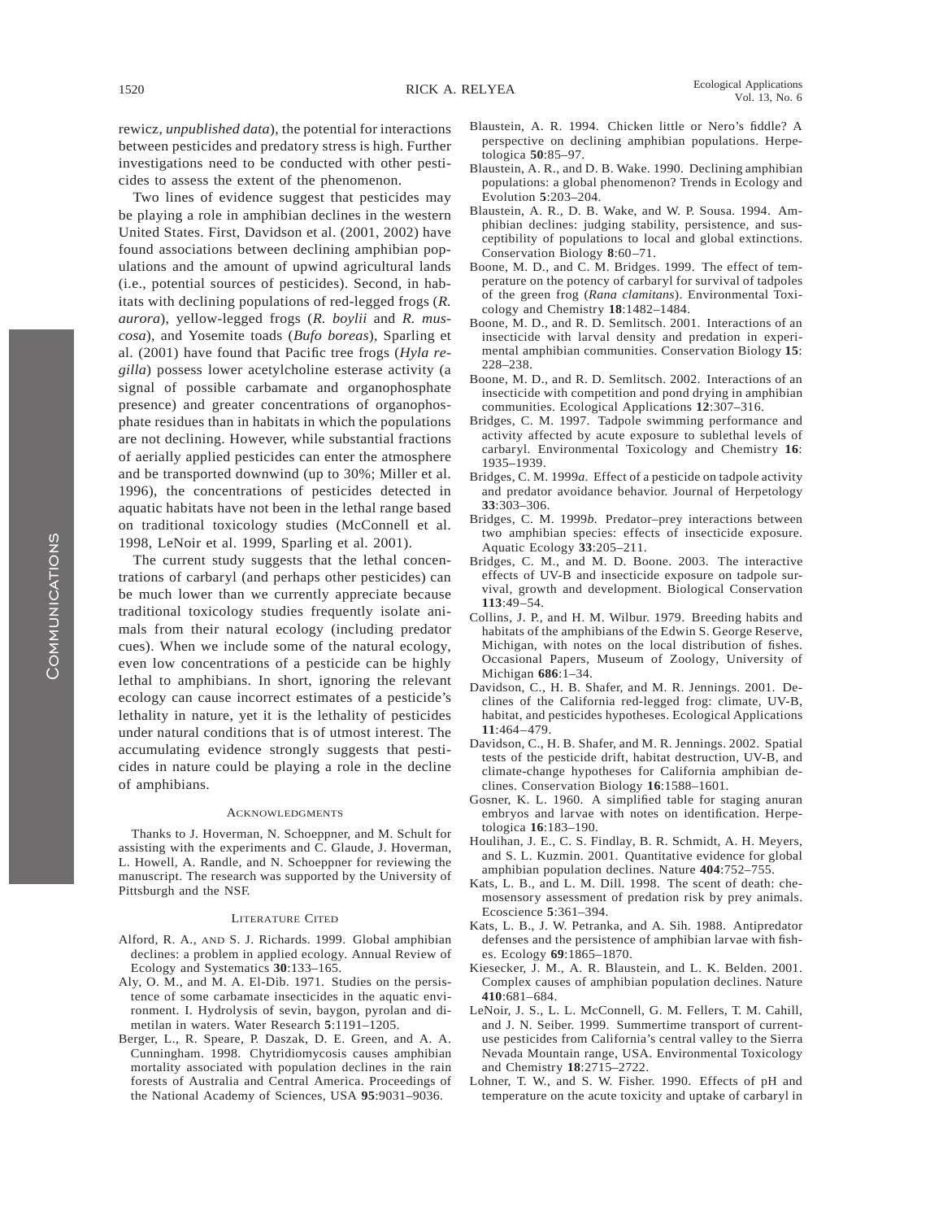rewicz, *unpublished data*), the potential for interactions between pesticides and predatory stress is high. Further investigations need to be conducted with other pesticides to assess the extent of the phenomenon.

Two lines of evidence suggest that pesticides may be playing a role in amphibian declines in the western United States. First, Davidson et al. (2001, 2002) have found associations between declining amphibian populations and the amount of upwind agricultural lands (i.e., potential sources of pesticides). Second, in habitats with declining populations of red-legged frogs (*R. aurora*), yellow-legged frogs (*R. boylii* and *R. muscosa*), and Yosemite toads (*Bufo boreas*), Sparling et al. (2001) have found that Pacific tree frogs (*Hyla regilla*) possess lower acetylcholine esterase activity (a signal of possible carbamate and organophosphate presence) and greater concentrations of organophosphate residues than in habitats in which the populations are not declining. However, while substantial fractions of aerially applied pesticides can enter the atmosphere and be transported downwind (up to 30%; Miller et al. 1996), the concentrations of pesticides detected in aquatic habitats have not been in the lethal range based on traditional toxicology studies (McConnell et al. 1998, LeNoir et al. 1999, Sparling et al. 2001).

The current study suggests that the lethal concentrations of carbaryl (and perhaps other pesticides) can be much lower than we currently appreciate because traditional toxicology studies frequently isolate animals from their natural ecology (including predator cues). When we include some of the natural ecology, even low concentrations of a pesticide can be highly lethal to amphibians. In short, ignoring the relevant ecology can cause incorrect estimates of a pesticide's lethality in nature, yet it is the lethality of pesticides under natural conditions that is of utmost interest. The accumulating evidence strongly suggests that pesticides in nature could be playing a role in the decline of amphibians.

## Acknowledgments

Thanks to J. Hoverman, N. Schoeppner, and M. Schult for assisting with the experiments and C. Glaude, J. Hoverman, L. Howell, A. Randle, and N. Schoeppner for reviewing the manuscript. The research was supported by the University of Pittsburgh and the NSF.

## Literature Cited

Alford, R. A., and S. J. Richards. 1999. Global amphibian declines: a problem in applied ecology. Annual Review of Ecology and Systematics **30**:133–165.

Aly, O. M., and M. A. El-Dib. 1971. Studies on the persistence of some carbamate insecticides in the aquatic environment. I. Hydrolysis of sevin, baygon, pyrolan and dimetilan in waters. Water Research **5**:1191–1205.

Berger, L., R. Speare, P. Daszak, D. E. Green, and A. A. Cunningham. 1998. Chytridiomycosis causes amphibian mortality associated with population declines in the rain forests of Australia and Central America. Proceedings of the National Academy of Sciences, USA **95**:9031–9036.

Blaustein, A. R. 1994. Chicken little or Nero's fiddle? A perspective on declining amphibian populations. Herpetologica **50**:85–97.

Blaustein, A. R., and D. B. Wake. 1990. Declining amphibian populations: a global phenomenon? Trends in Ecology and Evolution **5**:203–204.

Blaustein, A. R., D. B. Wake, and W. P. Sousa. 1994. Amphibian declines: judging stability, persistence, and susceptibility of populations to local and global extinctions. Conservation Biology **8**:60–71.

Boone, M. D., and C. M. Bridges. 1999. The effect of temperature on the potency of carbaryl for survival of tadpoles of the green frog (*Rana clamitans*). Environmental Toxicology and Chemistry **18**:1482–1484.

Boone, M. D., and R. D. Semlitsch. 2001. Interactions of an insecticide with larval density and predation in experimental amphibian communities. Conservation Biology **15**: 228–238.

Boone, M. D., and R. D. Semlitsch. 2002. Interactions of an insecticide with competition and pond drying in amphibian communities. Ecological Applications **12**:307–316.

Bridges, C. M. 1997. Tadpole swimming performance and activity affected by acute exposure to sublethal levels of carbaryl. Environmental Toxicology and Chemistry **16**: 1935–1939.

Bridges, C. M. 1999*a*. Effect of a pesticide on tadpole activity and predator avoidance behavior. Journal of Herpetology **33**:303–306.

Bridges, C. M. 1999*b*. Predator–prey interactions between two amphibian species: effects of insecticide exposure. Aquatic Ecology **33**:205–211.

Bridges, C. M., and M. D. Boone. 2003. The interactive effects of UV-B and insecticide exposure on tadpole survival, growth and development. Biological Conservation **113**:49–54.

Collins, J. P., and H. M. Wilbur. 1979. Breeding habits and habitats of the amphibians of the Edwin S. George Reserve, Michigan, with notes on the local distribution of fishes. Occasional Papers, Museum of Zoology, University of Michigan **686**:1–34.

Davidson, C., H. B. Shafer, and M. R. Jennings. 2001. Declines of the California red-legged frog: climate, UV-B, habitat, and pesticides hypotheses. Ecological Applications **11**:464–479.

Davidson, C., H. B. Shafer, and M. R. Jennings. 2002. Spatial tests of the pesticide drift, habitat destruction, UV-B, and climate-change hypotheses for California amphibian declines. Conservation Biology **16**:1588–1601.

Gosner, K. L. 1960. A simplified table for staging anuran embryos and larvae with notes on identification. Herpetologica **16**:183–190.

Houlihan, J. E., C. S. Findlay, B. R. Schmidt, A. H. Meyers, and S. L. Kuzmin. 2001. Quantitative evidence for global amphibian population declines. Nature **404**:752–755.

Kats, L. B., and L. M. Dill. 1998. The scent of death: chemosensory assessment of predation risk by prey animals. Ecoscience **5**:361–394.

Kats, L. B., J. W. Petranka, and A. Sih. 1988. Antipredator defenses and the persistence of amphibian larvae with fishes. Ecology **69**:1865–1870.

Kiesecker, J. M., A. R. Blaustein, and L. K. Belden. 2001. Complex causes of amphibian population declines. Nature **410**:681–684.

LeNoir, J. S., L. L. McConnell, G. M. Fellers, T. M. Cahill, and J. N. Seiber. 1999. Summertime transport of current-use pesticides from California's central valley to the Sierra Nevada Mountain range, USA. Environmental Toxicology and Chemistry **18**:2715–2722.

Lohner, T. W., and S. W. Fisher. 1990. Effects of pH and temperature on the acute toxicity and uptake of carbaryl in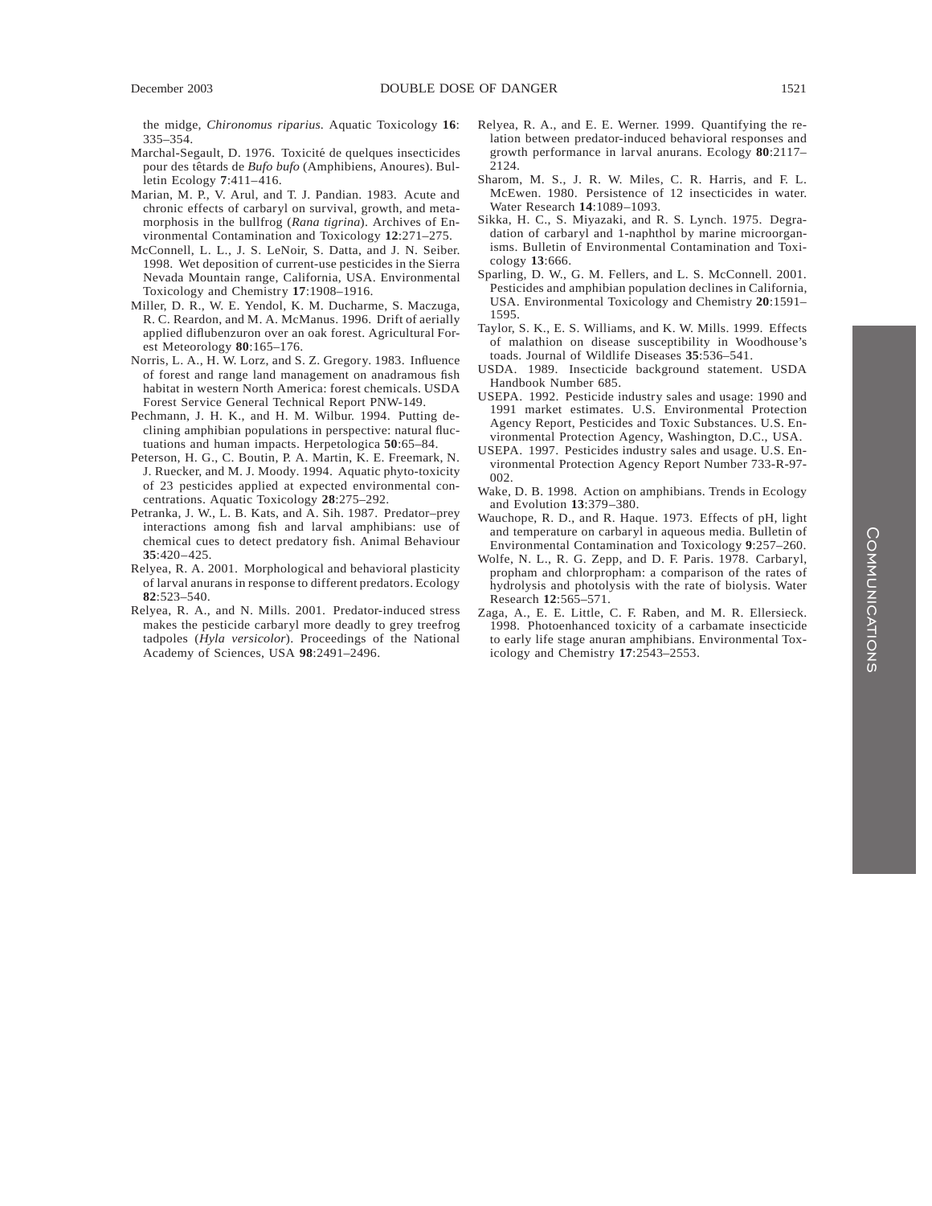the midge, *Chironomus riparius*. Aquatic Toxicology **16**: 335–354.

Marchal-Segault, D. 1976. Toxicité de quelques insecticides pour des têtards de *Bufo bufo* (Amphibiens, Anoures). Bulletin Ecology **7**:411–416.

Marian, M. P., V. Arul, and T. J. Pandian. 1983. Acute and chronic effects of carbaryl on survival, growth, and metamorphosis in the bullfrog (*Rana tigrina*). Archives of Environmental Contamination and Toxicology **12**:271–275.

McConnell, L. L., J. S. LeNoir, S. Datta, and J. N. Seiber. 1998. Wet deposition of current-use pesticides in the Sierra Nevada Mountain range, California, USA. Environmental Toxicology and Chemistry **17**:1908–1916.

Miller, D. R., W. E. Yendol, K. M. Ducharme, S. Maczuga, R. C. Reardon, and M. A. McManus. 1996. Drift of aerially applied diflubenzuron over an oak forest. Agricultural Forest Meteorology **80**:165–176.

Norris, L. A., H. W. Lorz, and S. Z. Gregory. 1983. Influence of forest and range land management on anadramous fish habitat in western North America: forest chemicals. USDA Forest Service General Technical Report PNW-149.

Pechmann, J. H. K., and H. M. Wilbur. 1994. Putting declining amphibian populations in perspective: natural fluctuations and human impacts. Herpetologica **50**:65–84.

Peterson, H. G., C. Boutin, P. A. Martin, K. E. Freemark, N. J. Ruecker, and M. J. Moody. 1994. Aquatic phyto-toxicity of 23 pesticides applied at expected environmental concentrations. Aquatic Toxicology **28**:275–292.

Petranka, J. W., L. B. Kats, and A. Sih. 1987. Predator–prey interactions among fish and larval amphibians: use of chemical cues to detect predatory fish. Animal Behaviour **35**:420–425.

Relyea, R. A. 2001. Morphological and behavioral plasticity of larval anurans in response to different predators. Ecology **82**:523–540.

Relyea, R. A., and N. Mills. 2001. Predator-induced stress makes the pesticide carbaryl more deadly to grey treefrog tadpoles (*Hyla versicolor*). Proceedings of the National Academy of Sciences, USA **98**:2491–2496.

Relyea, R. A., and E. E. Werner. 1999. Quantifying the relation between predator-induced behavioral responses and growth performance in larval anurans. Ecology **80**:2117–2124.

Sharom, M. S., J. R. W. Miles, C. R. Harris, and F. L. McEwen. 1980. Persistence of 12 insecticides in water. Water Research **14**:1089–1093.

Sikka, H. C., S. Miyazaki, and R. S. Lynch. 1975. Degradation of carbaryl and 1-naphthol by marine microorganisms. Bulletin of Environmental Contamination and Toxicology **13**:666.

Sparling, D. W., G. M. Fellers, and L. S. McConnell. 2001. Pesticides and amphibian population declines in California, USA. Environmental Toxicology and Chemistry **20**:1591–1595.

Taylor, S. K., E. S. Williams, and K. W. Mills. 1999. Effects of malathion on disease susceptibility in Woodhouse's toads. Journal of Wildlife Diseases **35**:536–541.

USDA. 1989. Insecticide background statement. USDA Handbook Number 685.

USEPA. 1992. Pesticide industry sales and usage: 1990 and 1991 market estimates. U.S. Environmental Protection Agency Report, Pesticides and Toxic Substances. U.S. Environmental Protection Agency, Washington, D.C., USA.

USEPA. 1997. Pesticides industry sales and usage. U.S. Environmental Protection Agency Report Number 733-R-97-002.

Wake, D. B. 1998. Action on amphibians. Trends in Ecology and Evolution **13**:379–380.

Wauchope, R. D., and R. Haque. 1973. Effects of pH, light and temperature on carbaryl in aqueous media. Bulletin of Environmental Contamination and Toxicology **9**:257–260.

Wolfe, N. L., R. G. Zepp, and D. F. Paris. 1978. Carbaryl, propham and chlorpropham: a comparison of the rates of hydrolysis and photolysis with the rate of biolysis. Water Research **12**:565–571.

Zaga, A., E. E. Little, C. F. Raben, and M. R. Ellersieck. 1998. Photoenhanced toxicity of a carbamate insecticide to early life stage anuran amphibians. Environmental Toxicology and Chemistry **17**:2543–2553.